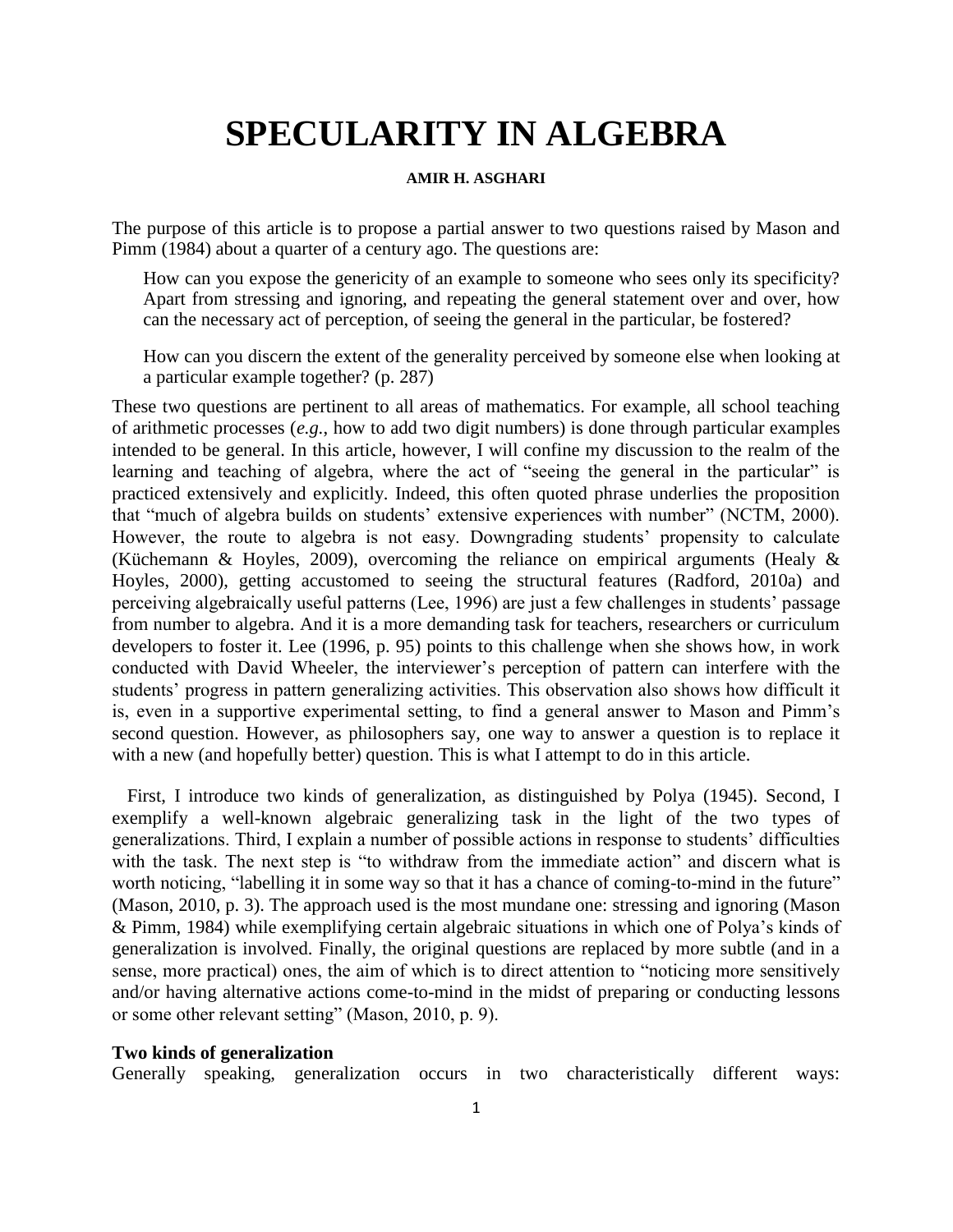# SPECULARITY IN ALGEBRA

**AMIR H. ASGHARI**

The purpose of this article is to propose a partial answer to two questions raised by Mason and Pimm (1984) about a quarter of a century ago. The questions are:

> How can you expose the genericity of an example to someone who sees only its specificity? Apart from stressing and ignoring, and repeating the general statement over and over, how can the necessary act of perception, of seeing the general in the particular, be fostered?
>
> How can you discern the extent of the generality perceived by someone else when looking at a particular example together? (p. 287)

These two questions are pertinent to all areas of mathematics. For example, all school teaching of arithmetic processes (*e.g.*, how to add two digit numbers) is done through particular examples intended to be general. In this article, however, I will confine my discussion to the realm of the learning and teaching of algebra, where the act of "seeing the general in the particular" is practiced extensively and explicitly. Indeed, this often quoted phrase underlies the proposition that "much of algebra builds on students' extensive experiences with number" (NCTM, 2000). However, the route to algebra is not easy. Downgrading students' propensity to calculate (Küchemann & Hoyles, 2009), overcoming the reliance on empirical arguments (Healy & Hoyles, 2000), getting accustomed to seeing the structural features (Radford, 2010a) and perceiving algebraically useful patterns (Lee, 1996) are just a few challenges in students' passage from number to algebra. And it is a more demanding task for teachers, researchers or curriculum developers to foster it. Lee (1996, p. 95) points to this challenge when she shows how, in work conducted with David Wheeler, the interviewer's perception of pattern can interfere with the students' progress in pattern generalizing activities. This observation also shows how difficult it is, even in a supportive experimental setting, to find a general answer to Mason and Pimm's second question. However, as philosophers say, one way to answer a question is to replace it with a new (and hopefully better) question. This is what I attempt to do in this article.

First, I introduce two kinds of generalization, as distinguished by Polya (1945). Second, I exemplify a well-known algebraic generalizing task in the light of the two types of generalizations. Third, I explain a number of possible actions in response to students' difficulties with the task. The next step is "to withdraw from the immediate action" and discern what is worth noticing, "labelling it in some way so that it has a chance of coming-to-mind in the future" (Mason, 2010, p. 3). The approach used is the most mundane one: stressing and ignoring (Mason & Pimm, 1984) while exemplifying certain algebraic situations in which one of Polya's kinds of generalization is involved. Finally, the original questions are replaced by more subtle (and in a sense, more practical) ones, the aim of which is to direct attention to "noticing more sensitively and/or having alternative actions come-to-mind in the midst of preparing or conducting lessons or some other relevant setting" (Mason, 2010, p. 9).

**Two kinds of generalization**

Generally speaking, generalization occurs in two characteristically different ways: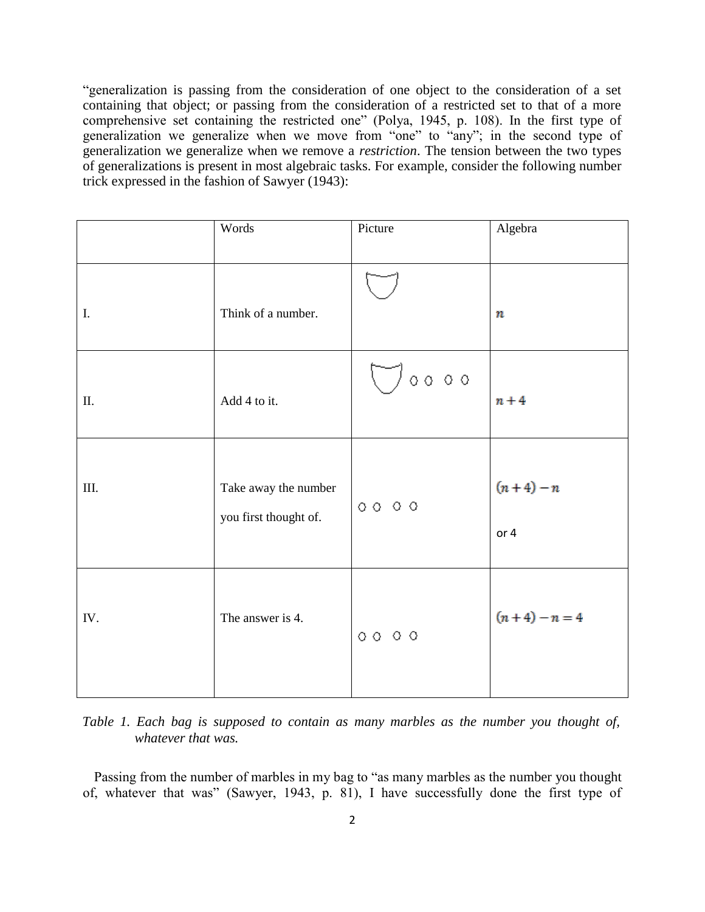"generalization is passing from the consideration of one object to the consideration of a set containing that object; or passing from the consideration of a restricted set to that of a more comprehensive set containing the restricted one" (Polya, 1945, p. 108). In the first type of generalization we generalize when we move from "one" to "any"; in the second type of generalization we generalize when we remove a *restriction*. The tension between the two types of generalizations is present in most algebraic tasks. For example, consider the following number trick expressed in the fashion of Sawyer (1943):

| | Words | Picture | Algebra |
|---|---|---|---|
| I. | Think of a number. | (bag) | $n$ |
| II. | Add 4 to it. | (bag) ○ ○ ○ ○ | $n+4$ |
| III. | Take away the number you first thought of. | ○ ○ ○ ○ | $(n+4)-n$ or 4 |
| IV. | The answer is 4. | ○ ○ ○ ○ | $(n+4)-n=4$ |

*Table 1. Each bag is supposed to contain as many marbles as the number you thought of, whatever that was.*

Passing from the number of marbles in my bag to "as many marbles as the number you thought of, whatever that was" (Sawyer, 1943, p. 81), I have successfully done the first type of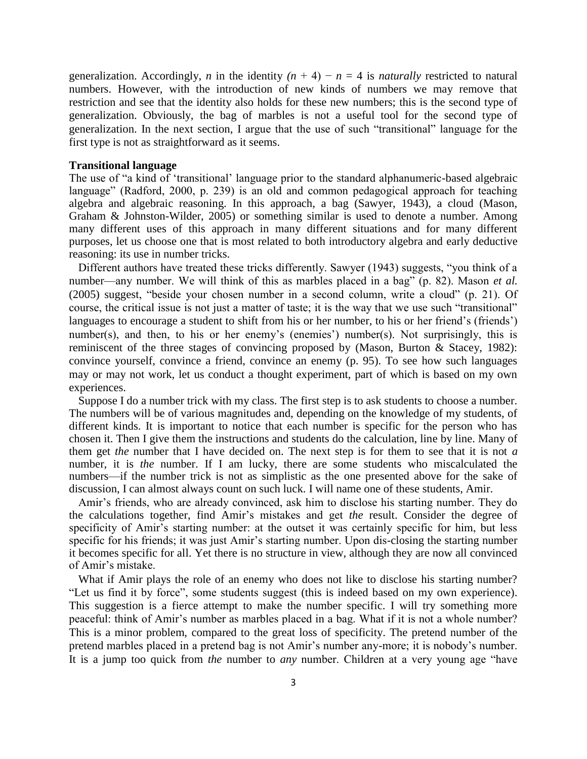generalization. Accordingly, $n$ in the identity $(n + 4) - n = 4$ is *naturally* restricted to natural numbers. However, with the introduction of new kinds of numbers we may remove that restriction and see that the identity also holds for these new numbers; this is the second type of generalization. Obviously, the bag of marbles is not a useful tool for the second type of generalization. In the next section, I argue that the use of such "transitional" language for the first type is not as straightforward as it seems.

## Transitional language

The use of "a kind of 'transitional' language prior to the standard alphanumeric-based algebraic language" (Radford, 2000, p. 239) is an old and common pedagogical approach for teaching algebra and algebraic reasoning. In this approach, a bag (Sawyer, 1943), a cloud (Mason, Graham & Johnston-Wilder, 2005) or something similar is used to denote a number. Among many different uses of this approach in many different situations and for many different purposes, let us choose one that is most related to both introductory algebra and early deductive reasoning: its use in number tricks.

Different authors have treated these tricks differently. Sawyer (1943) suggests, "you think of a number—any number. We will think of this as marbles placed in a bag" (p. 82). Mason *et al.* (2005) suggest, "beside your chosen number in a second column, write a cloud" (p. 21). Of course, the critical issue is not just a matter of taste; it is the way that we use such "transitional" languages to encourage a student to shift from his or her number, to his or her friend's (friends') number(s), and then, to his or her enemy's (enemies') number(s). Not surprisingly, this is reminiscent of the three stages of convincing proposed by (Mason, Burton & Stacey, 1982): convince yourself, convince a friend, convince an enemy (p. 95). To see how such languages may or may not work, let us conduct a thought experiment, part of which is based on my own experiences.

Suppose I do a number trick with my class. The first step is to ask students to choose a number. The numbers will be of various magnitudes and, depending on the knowledge of my students, of different kinds. It is important to notice that each number is specific for the person who has chosen it. Then I give them the instructions and students do the calculation, line by line. Many of them get *the* number that I have decided on. The next step is for them to see that it is not *a* number, it is *the* number. If I am lucky, there are some students who miscalculated the numbers—if the number trick is not as simplistic as the one presented above for the sake of discussion, I can almost always count on such luck. I will name one of these students, Amir.

Amir's friends, who are already convinced, ask him to disclose his starting number. They do the calculations together, find Amir's mistakes and get *the* result. Consider the degree of specificity of Amir's starting number: at the outset it was certainly specific for him, but less specific for his friends; it was just Amir's starting number. Upon dis-closing the starting number it becomes specific for all. Yet there is no structure in view, although they are now all convinced of Amir's mistake.

What if Amir plays the role of an enemy who does not like to disclose his starting number? "Let us find it by force", some students suggest (this is indeed based on my own experience). This suggestion is a fierce attempt to make the number specific. I will try something more peaceful: think of Amir's number as marbles placed in a bag. What if it is not a whole number? This is a minor problem, compared to the great loss of specificity. The pretend number of the pretend marbles placed in a pretend bag is not Amir's number any-more; it is nobody's number. It is a jump too quick from *the* number to *any* number. Children at a very young age "have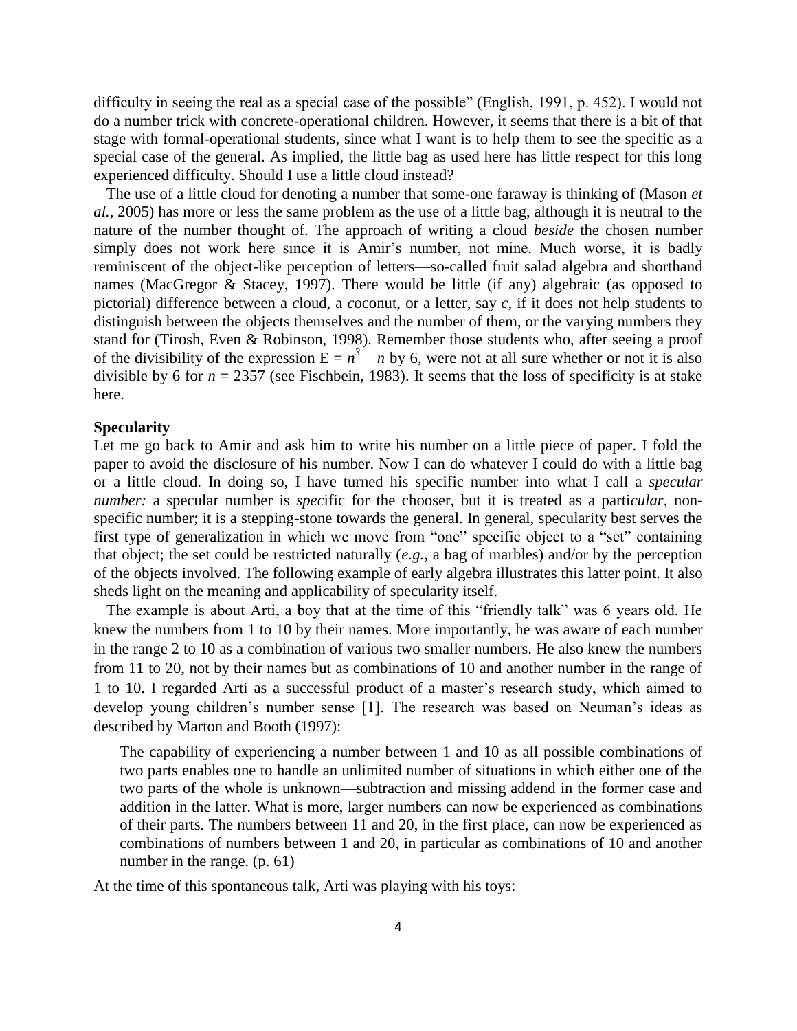difficulty in seeing the real as a special case of the possible" (English, 1991, p. 452). I would not do a number trick with concrete-operational children. However, it seems that there is a bit of that stage with formal-operational students, since what I want is to help them to see the specific as a special case of the general. As implied, the little bag as used here has little respect for this long experienced difficulty. Should I use a little cloud instead?

The use of a little cloud for denoting a number that some-one faraway is thinking of (Mason *et al.*, 2005) has more or less the same problem as the use of a little bag, although it is neutral to the nature of the number thought of. The approach of writing a cloud *beside* the chosen number simply does not work here since it is Amir's number, not mine. Much worse, it is badly reminiscent of the object-like perception of letters—so-called fruit salad algebra and shorthand names (MacGregor & Stacey, 1997). There would be little (if any) algebraic (as opposed to pictorial) difference between a *c*loud, a *c*oconut, or a letter, say *c*, if it does not help students to distinguish between the objects themselves and the number of them, or the varying numbers they stand for (Tirosh, Even & Robinson, 1998). Remember those students who, after seeing a proof of the divisibility of the expression $\mathrm{E} = n^3 - n$ by 6, were not at all sure whether or not it is also divisible by 6 for $n = 2357$ (see Fischbein, 1983). It seems that the loss of specificity is at stake here.

**Specularity**

Let me go back to Amir and ask him to write his number on a little piece of paper. I fold the paper to avoid the disclosure of his number. Now I can do whatever I could do with a little bag or a little cloud. In doing so, I have turned his specific number into what I call a *specular number:* a specular number is *spec*ific for the chooser, but it is treated as a parti*cular*, non-specific number; it is a stepping-stone towards the general. In general, specularity best serves the first type of generalization in which we move from "one" specific object to a "set" containing that object; the set could be restricted naturally (*e.g.*, a bag of marbles) and/or by the perception of the objects involved. The following example of early algebra illustrates this latter point. It also sheds light on the meaning and applicability of specularity itself.

The example is about Arti, a boy that at the time of this "friendly talk" was 6 years old. He knew the numbers from 1 to 10 by their names. More importantly, he was aware of each number in the range 2 to 10 as a combination of various two smaller numbers. He also knew the numbers from 11 to 20, not by their names but as combinations of 10 and another number in the range of 1 to 10. I regarded Arti as a successful product of a master's research study, which aimed to develop young children's number sense [1]. The research was based on Neuman's ideas as described by Marton and Booth (1997):

> The capability of experiencing a number between 1 and 10 as all possible combinations of two parts enables one to handle an unlimited number of situations in which either one of the two parts of the whole is unknown—subtraction and missing addend in the former case and addition in the latter. What is more, larger numbers can now be experienced as combinations of their parts. The numbers between 11 and 20, in the first place, can now be experienced as combinations of numbers between 1 and 20, in particular as combinations of 10 and another number in the range. (p. 61)

At the time of this spontaneous talk, Arti was playing with his toys: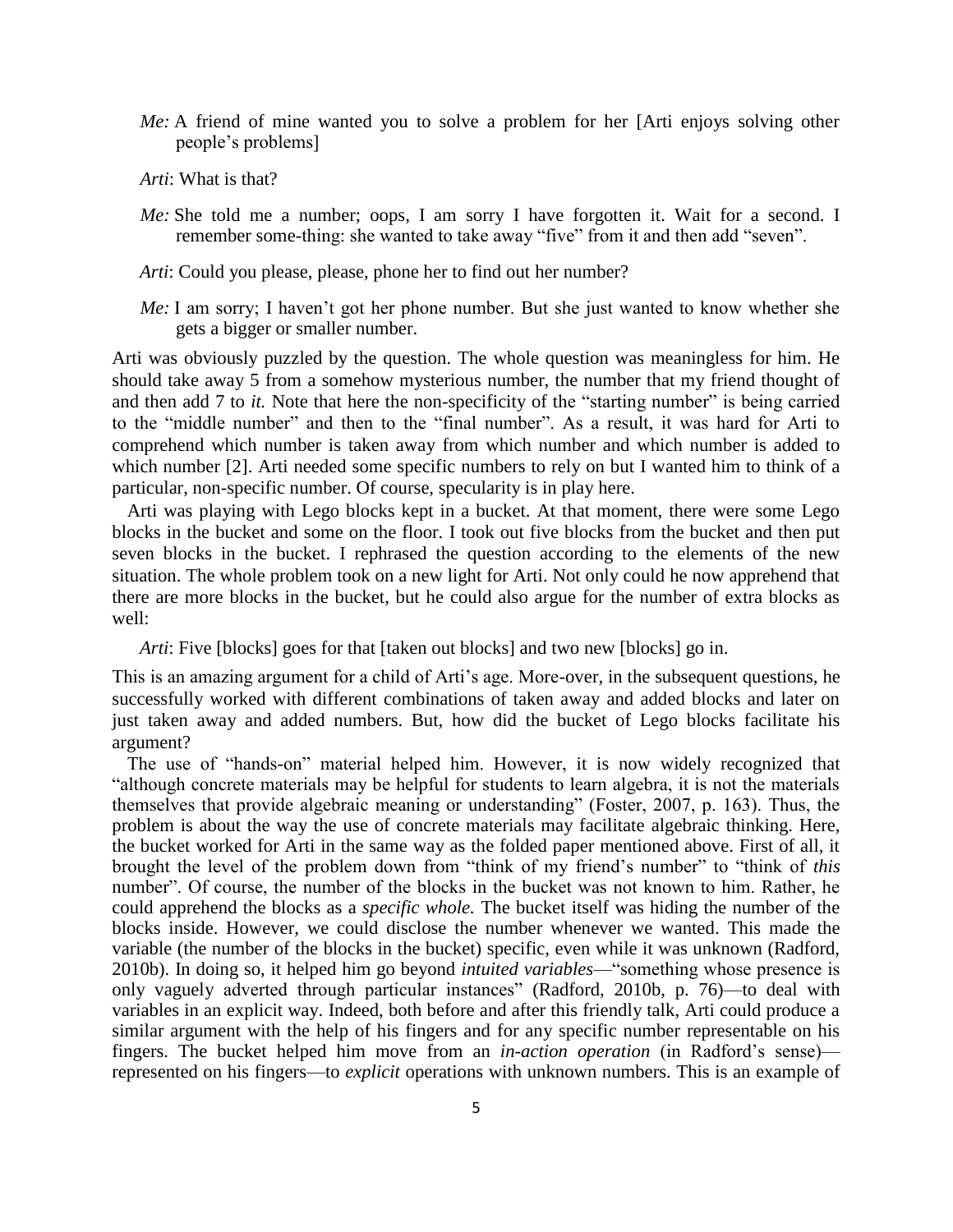*Me:* A friend of mine wanted you to solve a problem for her [Arti enjoys solving other people's problems]

*Arti*: What is that?

*Me:* She told me a number; oops, I am sorry I have forgotten it. Wait for a second. I remember some-thing: she wanted to take away "five" from it and then add "seven".

*Arti*: Could you please, please, phone her to find out her number?

*Me:* I am sorry; I haven't got her phone number. But she just wanted to know whether she gets a bigger or smaller number.

Arti was obviously puzzled by the question. The whole question was meaningless for him. He should take away 5 from a somehow mysterious number, the number that my friend thought of and then add 7 to *it.* Note that here the non-specificity of the "starting number" is being carried to the "middle number" and then to the "final number". As a result, it was hard for Arti to comprehend which number is taken away from which number and which number is added to which number [2]. Arti needed some specific numbers to rely on but I wanted him to think of a particular, non-specific number. Of course, specularity is in play here.

Arti was playing with Lego blocks kept in a bucket. At that moment, there were some Lego blocks in the bucket and some on the floor. I took out five blocks from the bucket and then put seven blocks in the bucket. I rephrased the question according to the elements of the new situation. The whole problem took on a new light for Arti. Not only could he now apprehend that there are more blocks in the bucket, but he could also argue for the number of extra blocks as well:

*Arti*: Five [blocks] goes for that [taken out blocks] and two new [blocks] go in.

This is an amazing argument for a child of Arti's age. More-over, in the subsequent questions, he successfully worked with different combinations of taken away and added blocks and later on just taken away and added numbers. But, how did the bucket of Lego blocks facilitate his argument?

The use of "hands-on" material helped him. However, it is now widely recognized that "although concrete materials may be helpful for students to learn algebra, it is not the materials themselves that provide algebraic meaning or understanding" (Foster, 2007, p. 163). Thus, the problem is about the way the use of concrete materials may facilitate algebraic thinking. Here, the bucket worked for Arti in the same way as the folded paper mentioned above. First of all, it brought the level of the problem down from "think of my friend's number" to "think of *this* number". Of course, the number of the blocks in the bucket was not known to him. Rather, he could apprehend the blocks as a *specific whole.* The bucket itself was hiding the number of the blocks inside. However, we could disclose the number whenever we wanted. This made the variable (the number of the blocks in the bucket) specific, even while it was unknown (Radford, 2010b). In doing so, it helped him go beyond *intuited variables*—"something whose presence is only vaguely adverted through particular instances" (Radford, 2010b, p. 76)—to deal with variables in an explicit way. Indeed, both before and after this friendly talk, Arti could produce a similar argument with the help of his fingers and for any specific number representable on his fingers. The bucket helped him move from an *in-action operation* (in Radford's sense)—represented on his fingers—to *explicit* operations with unknown numbers. This is an example of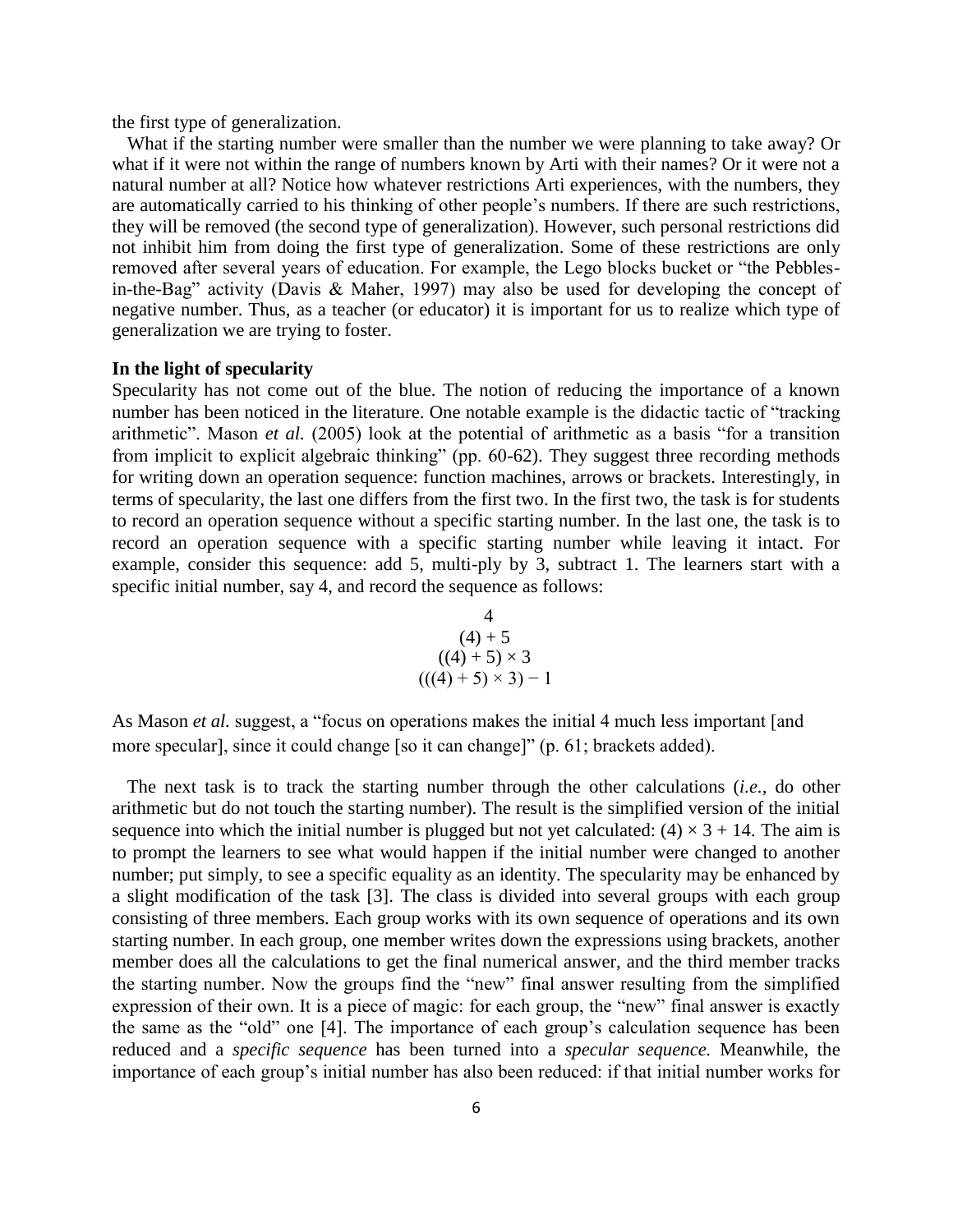the first type of generalization.

What if the starting number were smaller than the number we were planning to take away? Or what if it were not within the range of numbers known by Arti with their names? Or it were not a natural number at all? Notice how whatever restrictions Arti experiences, with the numbers, they are automatically carried to his thinking of other people's numbers. If there are such restrictions, they will be removed (the second type of generalization). However, such personal restrictions did not inhibit him from doing the first type of generalization. Some of these restrictions are only removed after several years of education. For example, the Lego blocks bucket or "the Pebbles-in-the-Bag" activity (Davis & Maher, 1997) may also be used for developing the concept of negative number. Thus, as a teacher (or educator) it is important for us to realize which type of generalization we are trying to foster.

**In the light of specularity**

Specularity has not come out of the blue. The notion of reducing the importance of a known number has been noticed in the literature. One notable example is the didactic tactic of "tracking arithmetic". Mason *et al.* (2005) look at the potential of arithmetic as a basis "for a transition from implicit to explicit algebraic thinking" (pp. 60-62). They suggest three recording methods for writing down an operation sequence: function machines, arrows or brackets. Interestingly, in terms of specularity, the last one differs from the first two. In the first two, the task is for students to record an operation sequence without a specific starting number. In the last one, the task is to record an operation sequence with a specific starting number while leaving it intact. For example, consider this sequence: add 5, multi-ply by 3, subtract 1. The learners start with a specific initial number, say 4, and record the sequence as follows:

$$4$$
$$(4) + 5$$
$$((4) + 5) \times 3$$
$$(((4) + 5) \times 3) - 1$$

As Mason *et al.* suggest, a "focus on operations makes the initial 4 much less important [and more specular], since it could change [so it can change]" (p. 61; brackets added).

The next task is to track the starting number through the other calculations (*i.e.*, do other arithmetic but do not touch the starting number). The result is the simplified version of the initial sequence into which the initial number is plugged but not yet calculated: $(4) \times 3 + 14$. The aim is to prompt the learners to see what would happen if the initial number were changed to another number; put simply, to see a specific equality as an identity. The specularity may be enhanced by a slight modification of the task [3]. The class is divided into several groups with each group consisting of three members. Each group works with its own sequence of operations and its own starting number. In each group, one member writes down the expressions using brackets, another member does all the calculations to get the final numerical answer, and the third member tracks the starting number. Now the groups find the "new" final answer resulting from the simplified expression of their own. It is a piece of magic: for each group, the "new" final answer is exactly the same as the "old" one [4]. The importance of each group's calculation sequence has been reduced and a *specific sequence* has been turned into a *specular sequence.* Meanwhile, the importance of each group's initial number has also been reduced: if that initial number works for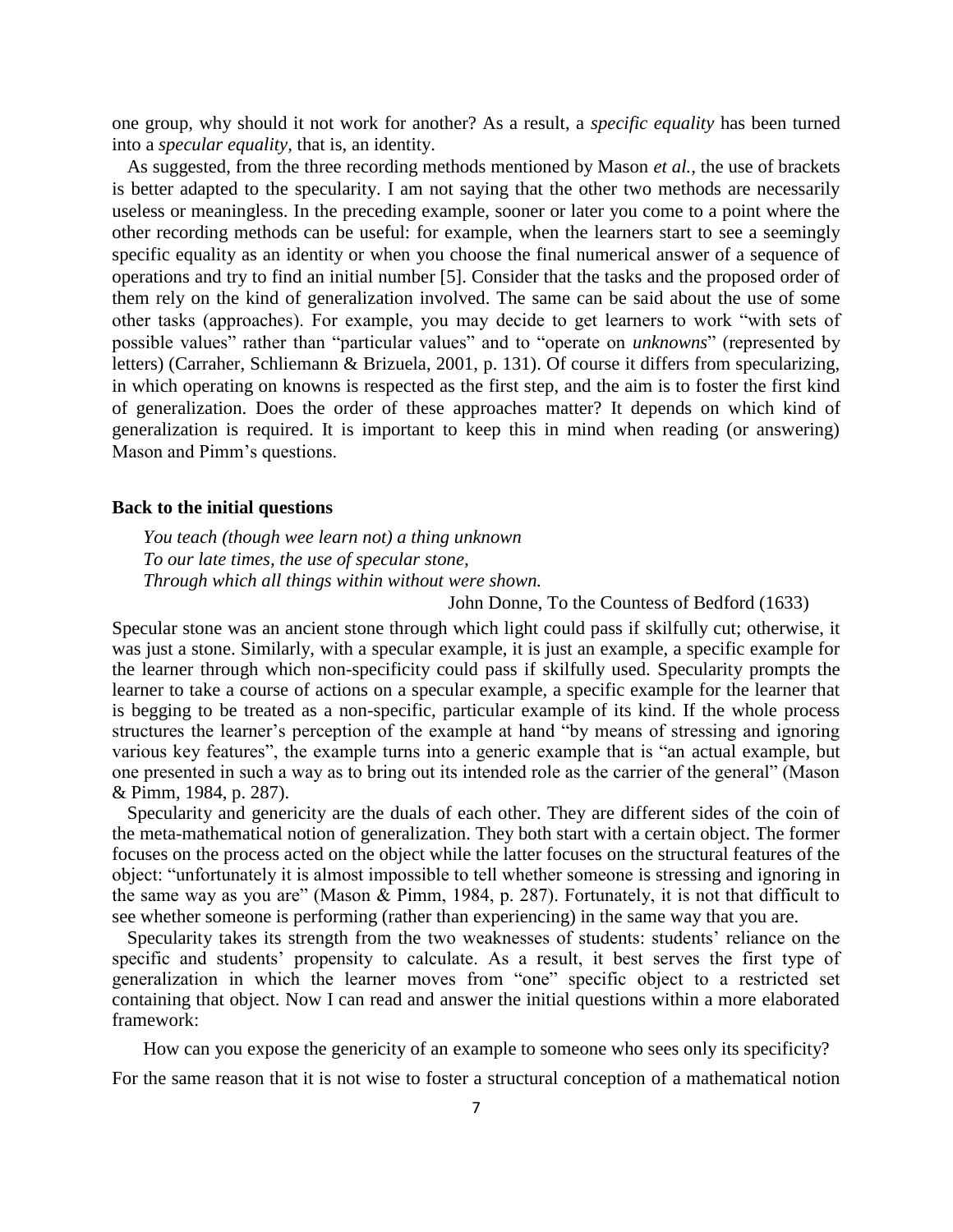one group, why should it not work for another? As a result, a *specific equality* has been turned into a *specular equality*, that is, an identity.

As suggested, from the three recording methods mentioned by Mason *et al.*, the use of brackets is better adapted to the specularity. I am not saying that the other two methods are necessarily useless or meaningless. In the preceding example, sooner or later you come to a point where the other recording methods can be useful: for example, when the learners start to see a seemingly specific equality as an identity or when you choose the final numerical answer of a sequence of operations and try to find an initial number [5]. Consider that the tasks and the proposed order of them rely on the kind of generalization involved. The same can be said about the use of some other tasks (approaches). For example, you may decide to get learners to work "with sets of possible values" rather than "particular values" and to "operate on *unknowns*" (represented by letters) (Carraher, Schliemann & Brizuela, 2001, p. 131). Of course it differs from specularizing, in which operating on knowns is respected as the first step, and the aim is to foster the first kind of generalization. Does the order of these approaches matter? It depends on which kind of generalization is required. It is important to keep this in mind when reading (or answering) Mason and Pimm's questions.

### Back to the initial questions

> *You teach (though wee learn not) a thing unknown*
> *To our late times, the use of specular stone,*
> *Through which all things within without were shown.*
>
> John Donne, To the Countess of Bedford (1633)

Specular stone was an ancient stone through which light could pass if skilfully cut; otherwise, it was just a stone. Similarly, with a specular example, it is just an example, a specific example for the learner through which non-specificity could pass if skilfully used. Specularity prompts the learner to take a course of actions on a specular example, a specific example for the learner that is begging to be treated as a non-specific, particular example of its kind. If the whole process structures the learner's perception of the example at hand "by means of stressing and ignoring various key features", the example turns into a generic example that is "an actual example, but one presented in such a way as to bring out its intended role as the carrier of the general" (Mason & Pimm, 1984, p. 287).

Specularity and genericity are the duals of each other. They are different sides of the coin of the meta-mathematical notion of generalization. They both start with a certain object. The former focuses on the process acted on the object while the latter focuses on the structural features of the object: "unfortunately it is almost impossible to tell whether someone is stressing and ignoring in the same way as you are" (Mason & Pimm, 1984, p. 287). Fortunately, it is not that difficult to see whether someone is performing (rather than experiencing) in the same way that you are.

Specularity takes its strength from the two weaknesses of students: students' reliance on the specific and students' propensity to calculate. As a result, it best serves the first type of generalization in which the learner moves from "one" specific object to a restricted set containing that object. Now I can read and answer the initial questions within a more elaborated framework:

> How can you expose the genericity of an example to someone who sees only its specificity?

For the same reason that it is not wise to foster a structural conception of a mathematical notion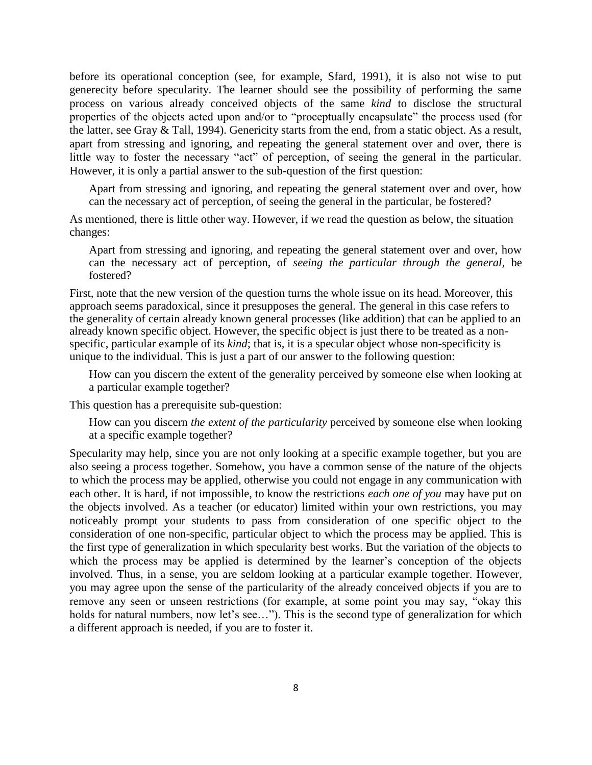before its operational conception (see, for example, Sfard, 1991), it is also not wise to put generecity before specularity. The learner should see the possibility of performing the same process on various already conceived objects of the same *kind* to disclose the structural properties of the objects acted upon and/or to "proceptually encapsulate" the process used (for the latter, see Gray & Tall, 1994). Genericity starts from the end, from a static object. As a result, apart from stressing and ignoring, and repeating the general statement over and over, there is little way to foster the necessary "act" of perception, of seeing the general in the particular. However, it is only a partial answer to the sub-question of the first question:

> Apart from stressing and ignoring, and repeating the general statement over and over, how can the necessary act of perception, of seeing the general in the particular, be fostered?

As mentioned, there is little other way. However, if we read the question as below, the situation changes:

> Apart from stressing and ignoring, and repeating the general statement over and over, how can the necessary act of perception, of *seeing the particular through the general*, be fostered?

First, note that the new version of the question turns the whole issue on its head. Moreover, this approach seems paradoxical, since it presupposes the general. The general in this case refers to the generality of certain already known general processes (like addition) that can be applied to an already known specific object. However, the specific object is just there to be treated as a non-specific, particular example of its *kind*; that is, it is a specular object whose non-specificity is unique to the individual. This is just a part of our answer to the following question:

> How can you discern the extent of the generality perceived by someone else when looking at a particular example together?

This question has a prerequisite sub-question:

> How can you discern *the extent of the particularity* perceived by someone else when looking at a specific example together?

Specularity may help, since you are not only looking at a specific example together, but you are also seeing a process together. Somehow, you have a common sense of the nature of the objects to which the process may be applied, otherwise you could not engage in any communication with each other. It is hard, if not impossible, to know the restrictions *each one of you* may have put on the objects involved. As a teacher (or educator) limited within your own restrictions, you may noticeably prompt your students to pass from consideration of one specific object to the consideration of one non-specific, particular object to which the process may be applied. This is the first type of generalization in which specularity best works. But the variation of the objects to which the process may be applied is determined by the learner's conception of the objects involved. Thus, in a sense, you are seldom looking at a particular example together. However, you may agree upon the sense of the particularity of the already conceived objects if you are to remove any seen or unseen restrictions (for example, at some point you may say, "okay this holds for natural numbers, now let's see…"). This is the second type of generalization for which a different approach is needed, if you are to foster it.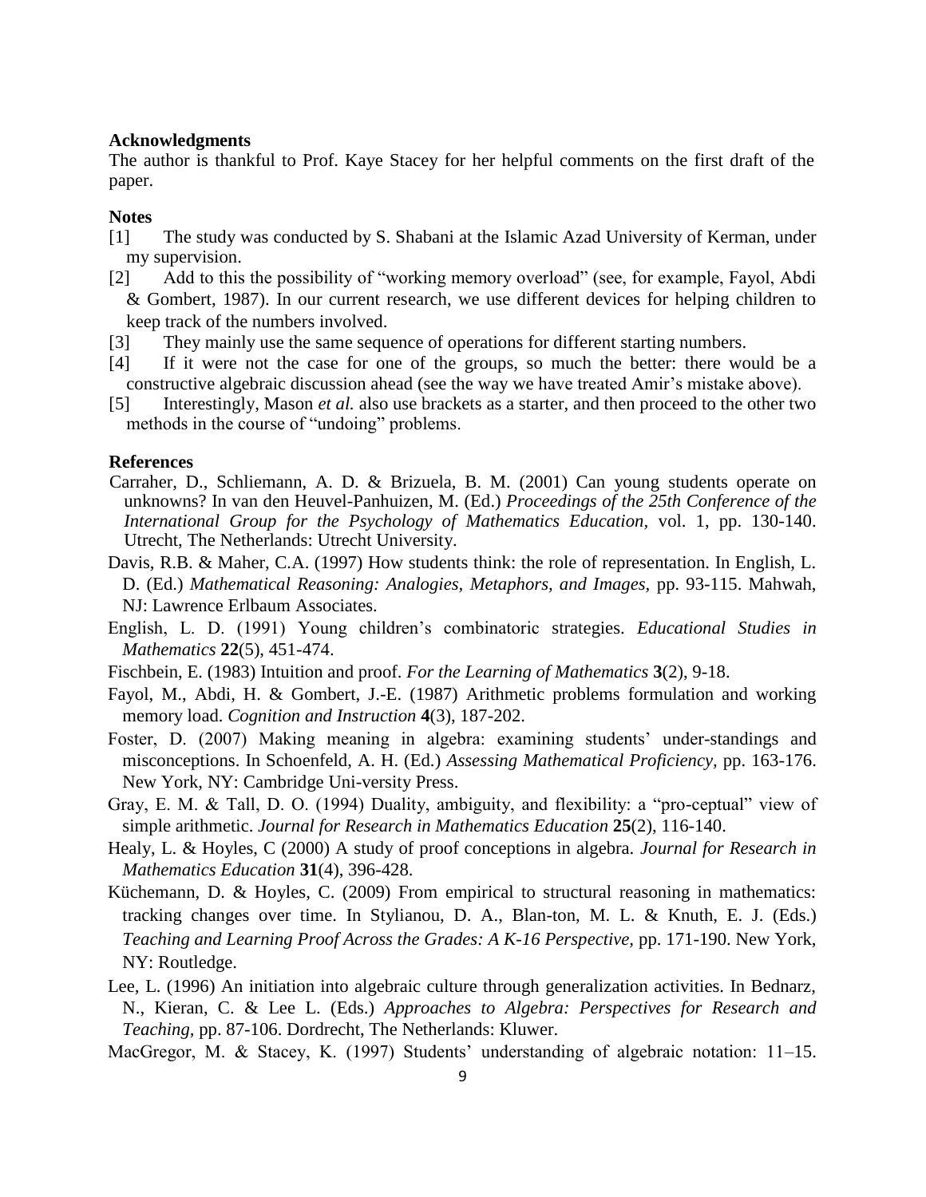### Acknowledgments

The author is thankful to Prof. Kaye Stacey for her helpful comments on the first draft of the paper.

### Notes

[1] The study was conducted by S. Shabani at the Islamic Azad University of Kerman, under my supervision.

[2] Add to this the possibility of "working memory overload" (see, for example, Fayol, Abdi & Gombert, 1987). In our current research, we use different devices for helping children to keep track of the numbers involved.

[3] They mainly use the same sequence of operations for different starting numbers.

[4] If it were not the case for one of the groups, so much the better: there would be a constructive algebraic discussion ahead (see the way we have treated Amir's mistake above).

[5] Interestingly, Mason *et al.* also use brackets as a starter, and then proceed to the other two methods in the course of "undoing" problems.

### References

Carraher, D., Schliemann, A. D. & Brizuela, B. M. (2001) Can young students operate on unknowns? In van den Heuvel-Panhuizen, M. (Ed.) *Proceedings of the 25th Conference of the International Group for the Psychology of Mathematics Education*, vol. 1, pp. 130-140. Utrecht, The Netherlands: Utrecht University.

Davis, R.B. & Maher, C.A. (1997) How students think: the role of representation. In English, L. D. (Ed.) *Mathematical Reasoning: Analogies, Metaphors, and Images,* pp. 93-115. Mahwah, NJ: Lawrence Erlbaum Associates.

English, L. D. (1991) Young children's combinatoric strategies. *Educational Studies in Mathematics* **22**(5), 451-474.

Fischbein, E. (1983) Intuition and proof. *For the Learning of Mathematics* **3**(2), 9-18.

Fayol, M., Abdi, H. & Gombert, J.-E. (1987) Arithmetic problems formulation and working memory load. *Cognition and Instruction* **4**(3), 187-202.

Foster, D. (2007) Making meaning in algebra: examining students' under-standings and misconceptions. In Schoenfeld, A. H. (Ed.) *Assessing Mathematical Proficiency*, pp. 163-176. New York, NY: Cambridge Uni-versity Press.

Gray, E. M. & Tall, D. O. (1994) Duality, ambiguity, and flexibility: a "pro-ceptual" view of simple arithmetic. *Journal for Research in Mathematics Education* **25**(2), 116-140.

Healy, L. & Hoyles, C (2000) A study of proof conceptions in algebra. *Journal for Research in Mathematics Education* **31**(4), 396-428.

Küchemann, D. & Hoyles, C. (2009) From empirical to structural reasoning in mathematics: tracking changes over time. In Stylianou, D. A., Blan-ton, M. L. & Knuth, E. J. (Eds.) *Teaching and Learning Proof Across the Grades: A K-16 Perspective,* pp. 171-190. New York, NY: Routledge.

Lee, L. (1996) An initiation into algebraic culture through generalization activities. In Bednarz, N., Kieran, C. & Lee L. (Eds.) *Approaches to Algebra: Perspectives for Research and Teaching,* pp. 87-106. Dordrecht, The Netherlands: Kluwer.

MacGregor, M. & Stacey, K. (1997) Students' understanding of algebraic notation: 11–15.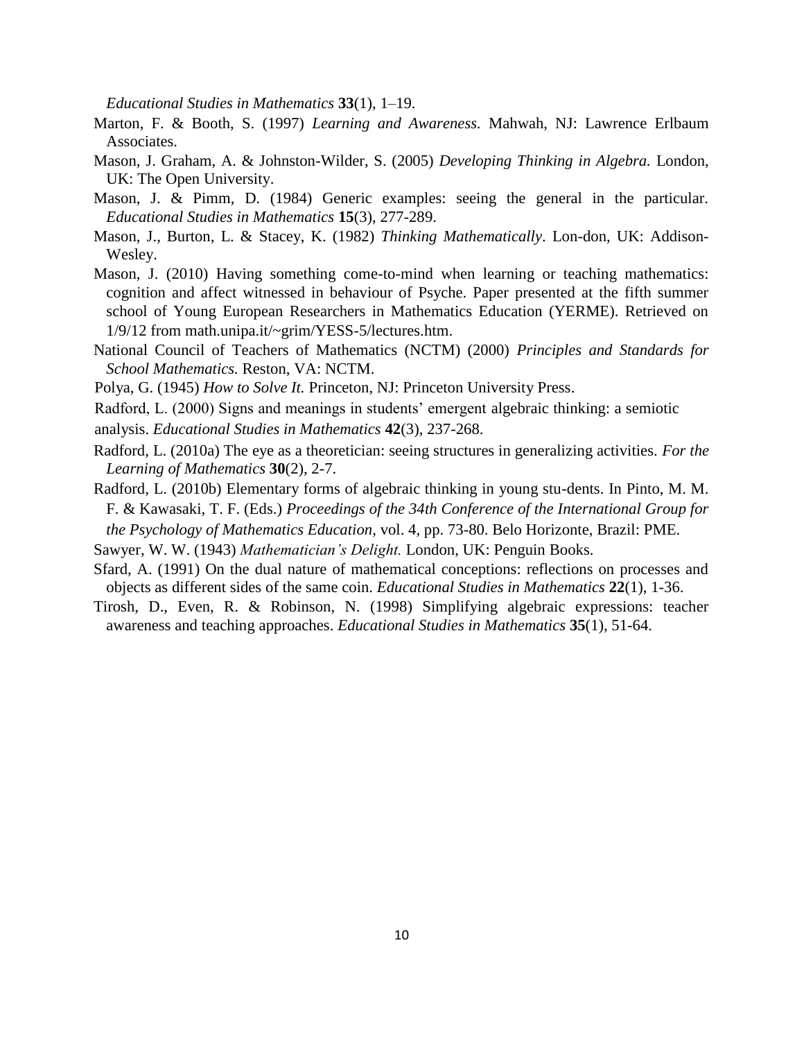*Educational Studies in Mathematics* **33**(1), 1–19.

Marton, F. & Booth, S. (1997) *Learning and Awareness.* Mahwah, NJ: Lawrence Erlbaum Associates.

Mason, J. Graham, A. & Johnston-Wilder, S. (2005) *Developing Thinking in Algebra.* London, UK: The Open University.

Mason, J. & Pimm, D. (1984) Generic examples: seeing the general in the particular. *Educational Studies in Mathematics* **15**(3), 277-289.

Mason, J., Burton, L. & Stacey, K. (1982) *Thinking Mathematically*. Lon-don, UK: Addison-Wesley.

Mason, J. (2010) Having something come-to-mind when learning or teaching mathematics: cognition and affect witnessed in behaviour of Psyche. Paper presented at the fifth summer school of Young European Researchers in Mathematics Education (YERME). Retrieved on 1/9/12 from math.unipa.it/~grim/YESS-5/lectures.htm.

National Council of Teachers of Mathematics (NCTM) (2000) *Principles and Standards for School Mathematics.* Reston, VA: NCTM.

Polya, G. (1945) *How to Solve It.* Princeton, NJ: Princeton University Press.

Radford, L. (2000) Signs and meanings in students' emergent algebraic thinking: a semiotic analysis. *Educational Studies in Mathematics* **42**(3), 237-268.

Radford, L. (2010a) The eye as a theoretician: seeing structures in generalizing activities. *For the Learning of Mathematics* **30**(2), 2-7.

Radford, L. (2010b) Elementary forms of algebraic thinking in young stu-dents. In Pinto, M. M. F. & Kawasaki, T. F. (Eds.) *Proceedings of the 34th Conference of the International Group for the Psychology of Mathematics Education*, vol. 4, pp. 73-80. Belo Horizonte, Brazil: PME.

Sawyer, W. W. (1943) *Mathematician's Delight.* London, UK: Penguin Books.

Sfard, A. (1991) On the dual nature of mathematical conceptions: reflections on processes and objects as different sides of the same coin. *Educational Studies in Mathematics* **22**(1), 1-36.

Tirosh, D., Even, R. & Robinson, N. (1998) Simplifying algebraic expressions: teacher awareness and teaching approaches. *Educational Studies in Mathematics* **35**(1), 51-64.